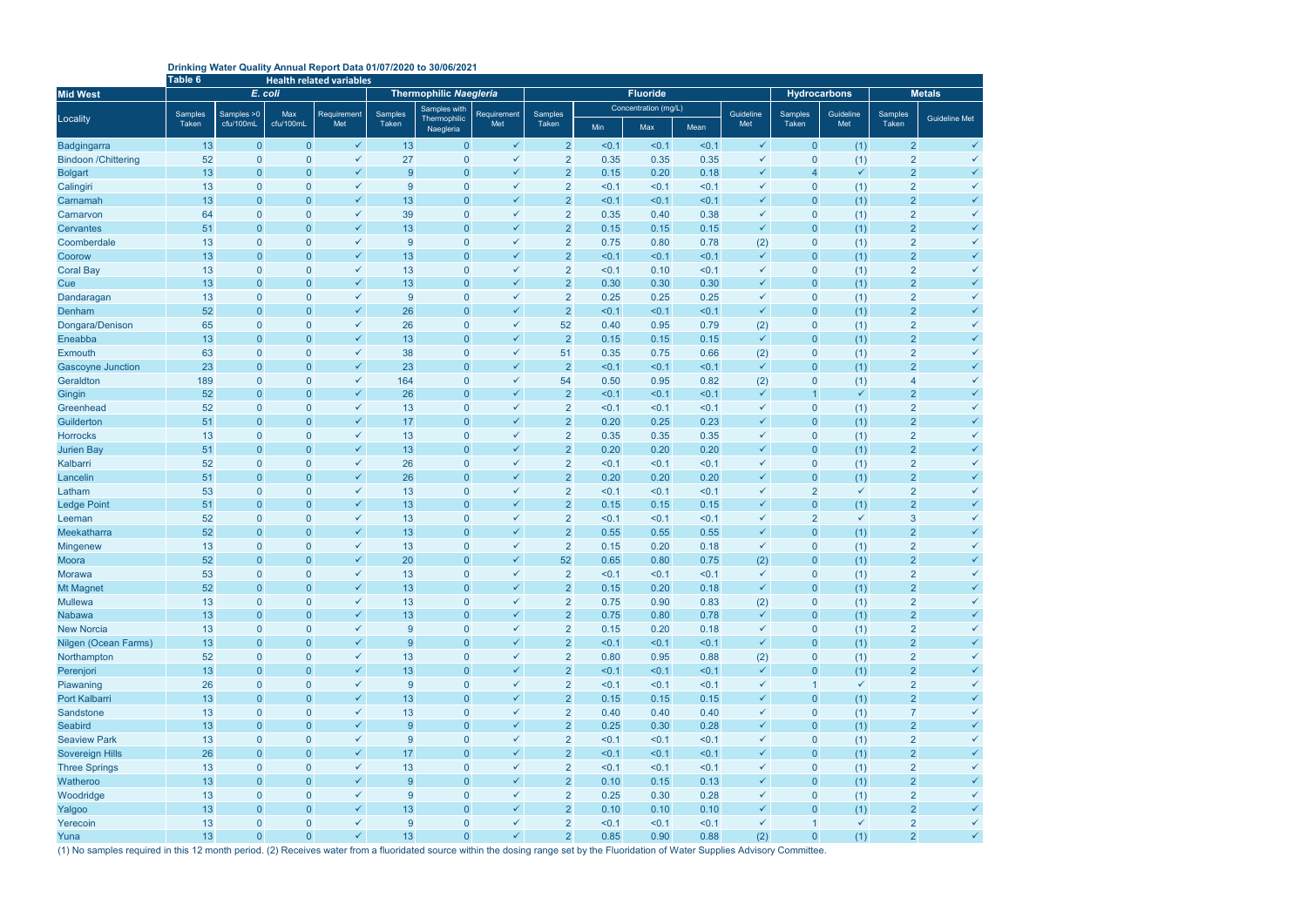**Drinking Water Quality Annual Report Data 01/07/2020 to 30/06/2021**

**Table 6** Health related variables

| Mid West | *E. coli* | | | | Thermophilic *Naegleria* | | | Fluoride | | | | | Hydrocarbons | | Metals | |
|---|---|---|---|---|---|---|---|---|---|---|---|---|---|---|---|---|
| Locality | Samples Taken | Samples >0 cfu/100mL | Max cfu/100mL | Requirement Met | Samples Taken | Samples with Thermophilic Naegleria | Requirement Met | Samples Taken | Concentration (mg/L) Min | Max | Mean | Guideline Met | Samples Taken | Guideline Met | Samples Taken | Guideline Met |
| Badgingarra | 13 | 0 | 0 | ✓ | 13 | 0 | ✓ | 2 | <0.1 | <0.1 | <0.1 | ✓ | 0 | (1) | 2 | ✓ |
| Bindoon /Chittering | 52 | 0 | 0 | ✓ | 27 | 0 | ✓ | 2 | 0.35 | 0.35 | 0.35 | ✓ | 0 | (1) | 2 | ✓ |
| Bolgart | 13 | 0 | 0 | ✓ | 9 | 0 | ✓ | 2 | 0.15 | 0.20 | 0.18 | ✓ | 4 | ✓ | 2 | ✓ |
| Calingiri | 13 | 0 | 0 | ✓ | 9 | 0 | ✓ | 2 | <0.1 | <0.1 | <0.1 | ✓ | 0 | (1) | 2 | ✓ |
| Carnamah | 13 | 0 | 0 | ✓ | 13 | 0 | ✓ | 2 | <0.1 | <0.1 | <0.1 | ✓ | 0 | (1) | 2 | ✓ |
| Carnarvon | 64 | 0 | 0 | ✓ | 39 | 0 | ✓ | 2 | 0.35 | 0.40 | 0.38 | ✓ | 0 | (1) | 2 | ✓ |
| Cervantes | 51 | 0 | 0 | ✓ | 13 | 0 | ✓ | 2 | 0.15 | 0.15 | 0.15 | ✓ | 0 | (1) | 2 | ✓ |
| Coomberdale | 13 | 0 | 0 | ✓ | 9 | 0 | ✓ | 2 | 0.75 | 0.80 | 0.78 | (2) | 0 | (1) | 2 | ✓ |
| Coorow | 13 | 0 | 0 | ✓ | 13 | 0 | ✓ | 2 | <0.1 | <0.1 | <0.1 | ✓ | 0 | (1) | 2 | ✓ |
| Coral Bay | 13 | 0 | 0 | ✓ | 13 | 0 | ✓ | 2 | <0.1 | 0.10 | <0.1 | ✓ | 0 | (1) | 2 | ✓ |
| Cue | 13 | 0 | 0 | ✓ | 13 | 0 | ✓ | 2 | 0.30 | 0.30 | 0.30 | ✓ | 0 | (1) | 2 | ✓ |
| Dandaragan | 13 | 0 | 0 | ✓ | 9 | 0 | ✓ | 2 | 0.25 | 0.25 | 0.25 | ✓ | 0 | (1) | 2 | ✓ |
| Denham | 52 | 0 | 0 | ✓ | 26 | 0 | ✓ | 2 | <0.1 | <0.1 | <0.1 | ✓ | 0 | (1) | 2 | ✓ |
| Dongara/Denison | 65 | 0 | 0 | ✓ | 26 | 0 | ✓ | 52 | 0.40 | 0.95 | 0.79 | (2) | 0 | (1) | 2 | ✓ |
| Eneabba | 13 | 0 | 0 | ✓ | 13 | 0 | ✓ | 2 | 0.15 | 0.15 | 0.15 | ✓ | 0 | (1) | 2 | ✓ |
| Exmouth | 63 | 0 | 0 | ✓ | 38 | 0 | ✓ | 51 | 0.35 | 0.75 | 0.66 | (2) | 0 | (1) | 2 | ✓ |
| Gascoyne Junction | 23 | 0 | 0 | ✓ | 23 | 0 | ✓ | 2 | <0.1 | <0.1 | <0.1 | ✓ | 0 | (1) | 2 | ✓ |
| Geraldton | 189 | 0 | 0 | ✓ | 164 | 0 | ✓ | 54 | 0.50 | 0.95 | 0.82 | (2) | 0 | (1) | 4 | ✓ |
| Gingin | 52 | 0 | 0 | ✓ | 26 | 0 | ✓ | 2 | <0.1 | <0.1 | <0.1 | ✓ | 1 | ✓ | 2 | ✓ |
| Greenhead | 52 | 0 | 0 | ✓ | 13 | 0 | ✓ | 2 | <0.1 | <0.1 | <0.1 | ✓ | 0 | (1) | 2 | ✓ |
| Guilderton | 51 | 0 | 0 | ✓ | 17 | 0 | ✓ | 2 | 0.20 | 0.25 | 0.23 | ✓ | 0 | (1) | 2 | ✓ |
| Horrocks | 13 | 0 | 0 | ✓ | 13 | 0 | ✓ | 2 | 0.35 | 0.35 | 0.35 | ✓ | 0 | (1) | 2 | ✓ |
| Jurien Bay | 51 | 0 | 0 | ✓ | 13 | 0 | ✓ | 2 | 0.20 | 0.20 | 0.20 | ✓ | 0 | (1) | 2 | ✓ |
| Kalbarri | 52 | 0 | 0 | ✓ | 26 | 0 | ✓ | 2 | <0.1 | <0.1 | <0.1 | ✓ | 0 | (1) | 2 | ✓ |
| Lancelin | 51 | 0 | 0 | ✓ | 26 | 0 | ✓ | 2 | 0.20 | 0.20 | 0.20 | ✓ | 0 | (1) | 2 | ✓ |
| Latham | 53 | 0 | 0 | ✓ | 13 | 0 | ✓ | 2 | <0.1 | <0.1 | <0.1 | ✓ | 2 | ✓ | 2 | ✓ |
| Ledge Point | 51 | 0 | 0 | ✓ | 13 | 0 | ✓ | 2 | 0.15 | 0.15 | 0.15 | ✓ | 0 | (1) | 2 | ✓ |
| Leeman | 52 | 0 | 0 | ✓ | 13 | 0 | ✓ | 2 | <0.1 | <0.1 | <0.1 | ✓ | 2 | ✓ | 3 | ✓ |
| Meekatharra | 52 | 0 | 0 | ✓ | 13 | 0 | ✓ | 2 | 0.55 | 0.55 | 0.55 | ✓ | 0 | (1) | 2 | ✓ |
| Mingenew | 13 | 0 | 0 | ✓ | 13 | 0 | ✓ | 2 | 0.15 | 0.20 | 0.18 | ✓ | 0 | (1) | 2 | ✓ |
| Moora | 52 | 0 | 0 | ✓ | 20 | 0 | ✓ | 52 | 0.65 | 0.80 | 0.75 | (2) | 0 | (1) | 2 | ✓ |
| Morawa | 53 | 0 | 0 | ✓ | 13 | 0 | ✓ | 2 | <0.1 | <0.1 | <0.1 | ✓ | 0 | (1) | 2 | ✓ |
| Mt Magnet | 52 | 0 | 0 | ✓ | 13 | 0 | ✓ | 2 | 0.15 | 0.20 | 0.18 | ✓ | 0 | (1) | 2 | ✓ |
| Mullewa | 13 | 0 | 0 | ✓ | 13 | 0 | ✓ | 2 | 0.75 | 0.90 | 0.83 | (2) | 0 | (1) | 2 | ✓ |
| Nabawa | 13 | 0 | 0 | ✓ | 13 | 0 | ✓ | 2 | 0.75 | 0.80 | 0.78 | ✓ | 0 | (1) | 2 | ✓ |
| New Norcia | 13 | 0 | 0 | ✓ | 9 | 0 | ✓ | 2 | 0.15 | 0.20 | 0.18 | ✓ | 0 | (1) | 2 | ✓ |
| Nilgen (Ocean Farms) | 13 | 0 | 0 | ✓ | 9 | 0 | ✓ | 2 | <0.1 | <0.1 | <0.1 | ✓ | 0 | (1) | 2 | ✓ |
| Northampton | 52 | 0 | 0 | ✓ | 13 | 0 | ✓ | 2 | 0.80 | 0.95 | 0.88 | (2) | 0 | (1) | 2 | ✓ |
| Perenjori | 13 | 0 | 0 | ✓ | 13 | 0 | ✓ | 2 | <0.1 | <0.1 | <0.1 | ✓ | 0 | (1) | 2 | ✓ |
| Piawaning | 26 | 0 | 0 | ✓ | 9 | 0 | ✓ | 2 | <0.1 | <0.1 | <0.1 | ✓ | 1 | ✓ | 2 | ✓ |
| Port Kalbarri | 13 | 0 | 0 | ✓ | 13 | 0 | ✓ | 2 | 0.15 | 0.15 | 0.15 | ✓ | 0 | (1) | 2 | ✓ |
| Sandstone | 13 | 0 | 0 | ✓ | 13 | 0 | ✓ | 2 | 0.40 | 0.40 | 0.40 | ✓ | 0 | (1) | 7 | ✓ |
| Seabird | 13 | 0 | 0 | ✓ | 9 | 0 | ✓ | 2 | 0.25 | 0.30 | 0.28 | ✓ | 0 | (1) | 2 | ✓ |
| Seaview Park | 13 | 0 | 0 | ✓ | 9 | 0 | ✓ | 2 | <0.1 | <0.1 | <0.1 | ✓ | 0 | (1) | 2 | ✓ |
| Sovereign Hills | 26 | 0 | 0 | ✓ | 17 | 0 | ✓ | 2 | <0.1 | <0.1 | <0.1 | ✓ | 0 | (1) | 2 | ✓ |
| Three Springs | 13 | 0 | 0 | ✓ | 13 | 0 | ✓ | 2 | <0.1 | <0.1 | <0.1 | ✓ | 0 | (1) | 2 | ✓ |
| Watheroo | 13 | 0 | 0 | ✓ | 9 | 0 | ✓ | 2 | 0.10 | 0.15 | 0.13 | ✓ | 0 | (1) | 2 | ✓ |
| Woodridge | 13 | 0 | 0 | ✓ | 9 | 0 | ✓ | 2 | 0.25 | 0.30 | 0.28 | ✓ | 0 | (1) | 2 | ✓ |
| Yalgoo | 13 | 0 | 0 | ✓ | 13 | 0 | ✓ | 2 | 0.10 | 0.10 | 0.10 | ✓ | 0 | (1) | 2 | ✓ |
| Yerecoin | 13 | 0 | 0 | ✓ | 9 | 0 | ✓ | 2 | <0.1 | <0.1 | <0.1 | ✓ | 1 | ✓ | 2 | ✓ |
| Yuna | 13 | 0 | 0 | ✓ | 13 | 0 | ✓ | 2 | 0.85 | 0.90 | 0.88 | (2) | 0 | (1) | 2 | ✓ |

(1) No samples required in this 12 month period. (2) Receives water from a fluoridated source within the dosing range set by the Fluoridation of Water Supplies Advisory Committee.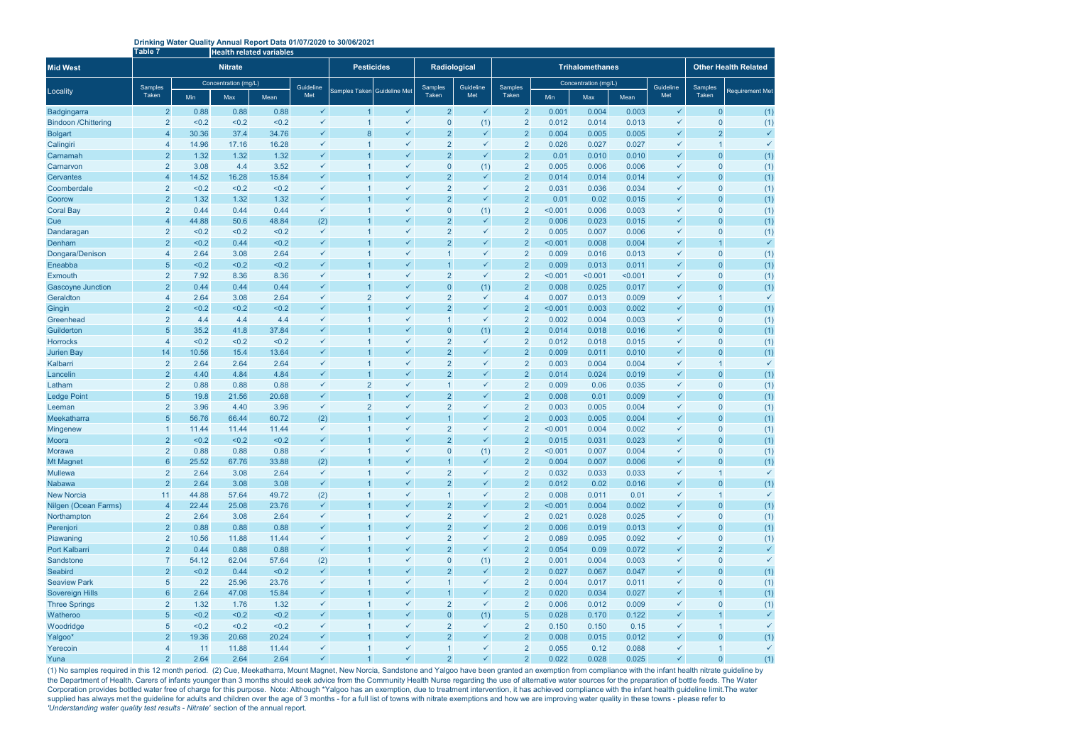**Drinking Water Quality Annual Report Data 01/07/2020 to 30/06/2021**

**Table 7** **Health related variables**

| Mid West | Nitrate | | | | | Pesticides | | Radiological | | Trihalomethanes | | | | | Other Health Related | |
|---|---|---|---|---|---|---|---|---|---|---|---|---|---|---|---|---|
| Locality | Samples Taken | Concentration (mg/L) | | | Guideline Met | Samples Taken | Guideline Met | Samples Taken | Guideline Met | Samples Taken | Concentration (mg/L) | | | Guideline Met | Samples Taken | Requirement Met |
| | | Min | Max | Mean | | | | | | | Min | Max | Mean | | | |
| Badgingarra | 2 | 0.88 | 0.88 | 0.88 | ✓ | 1 | ✓ | 2 | ✓ | 2 | 0.001 | 0.004 | 0.003 | ✓ | 0 | (1) |
| Bindoon /Chittering | 2 | <0.2 | <0.2 | <0.2 | ✓ | 1 | ✓ | 0 | (1) | 2 | 0.012 | 0.014 | 0.013 | ✓ | 0 | (1) |
| Bolgart | 4 | 30.36 | 37.4 | 34.76 | ✓ | 8 | ✓ | 2 | ✓ | 2 | 0.004 | 0.005 | 0.005 | ✓ | 2 | ✓ |
| Calingiri | 4 | 14.96 | 17.16 | 16.28 | ✓ | 1 | ✓ | 2 | ✓ | 2 | 0.026 | 0.027 | 0.027 | ✓ | 1 | ✓ |
| Carnamah | 2 | 1.32 | 1.32 | 1.32 | ✓ | 1 | ✓ | 2 | ✓ | 2 | 0.01 | 0.010 | 0.010 | ✓ | 0 | (1) |
| Carnarvon | 2 | 3.08 | 4.4 | 3.52 | ✓ | 1 | ✓ | 0 | (1) | 2 | 0.005 | 0.006 | 0.006 | ✓ | 0 | (1) |
| Cervantes | 4 | 14.52 | 16.28 | 15.84 | ✓ | 1 | ✓ | 2 | ✓ | 2 | 0.014 | 0.014 | 0.014 | ✓ | 0 | (1) |
| Coomberdale | 2 | <0.2 | <0.2 | <0.2 | ✓ | 1 | ✓ | 2 | ✓ | 2 | 0.031 | 0.036 | 0.034 | ✓ | 0 | (1) |
| Coorow | 2 | 1.32 | 1.32 | 1.32 | ✓ | 1 | ✓ | 2 | ✓ | 2 | 0.01 | 0.02 | 0.015 | ✓ | 0 | (1) |
| Coral Bay | 2 | 0.44 | 0.44 | 0.44 | ✓ | 1 | ✓ | 0 | (1) | 2 | <0.001 | 0.006 | 0.003 | ✓ | 0 | (1) |
| Cue | 4 | 44.88 | 50.6 | 48.84 | (2) | 1 | ✓ | 2 | ✓ | 2 | 0.006 | 0.023 | 0.015 | ✓ | 0 | (1) |
| Dandaragan | 2 | <0.2 | <0.2 | <0.2 | ✓ | 1 | ✓ | 2 | ✓ | 2 | 0.005 | 0.007 | 0.006 | ✓ | 0 | (1) |
| Denham | 2 | <0.2 | 0.44 | <0.2 | ✓ | 1 | ✓ | 2 | ✓ | 2 | <0.001 | 0.008 | 0.004 | ✓ | 1 | ✓ |
| Dongara/Denison | 4 | 2.64 | 3.08 | 2.64 | ✓ | 1 | ✓ | 1 | ✓ | 2 | 0.009 | 0.016 | 0.013 | ✓ | 0 | (1) |
| Eneabba | 5 | <0.2 | <0.2 | <0.2 | ✓ | 1 | ✓ | 1 | ✓ | 2 | 0.009 | 0.013 | 0.011 | ✓ | 0 | (1) |
| Exmouth | 2 | 7.92 | 8.36 | 8.36 | ✓ | 1 | ✓ | 2 | ✓ | 2 | <0.001 | <0.001 | <0.001 | ✓ | 0 | (1) |
| Gascoyne Junction | 2 | 0.44 | 0.44 | 0.44 | ✓ | 1 | ✓ | 0 | (1) | 2 | 0.008 | 0.025 | 0.017 | ✓ | 0 | (1) |
| Geraldton | 4 | 2.64 | 3.08 | 2.64 | ✓ | 2 | ✓ | 2 | ✓ | 4 | 0.007 | 0.013 | 0.009 | ✓ | 1 | ✓ |
| Gingin | 2 | <0.2 | <0.2 | <0.2 | ✓ | 1 | ✓ | 2 | ✓ | 2 | <0.001 | 0.003 | 0.002 | ✓ | 0 | (1) |
| Greenhead | 2 | 4.4 | 4.4 | 4.4 | ✓ | 1 | ✓ | 1 | ✓ | 2 | 0.002 | 0.004 | 0.003 | ✓ | 0 | (1) |
| Guilderton | 5 | 35.2 | 41.8 | 37.84 | ✓ | 1 | ✓ | 0 | (1) | 2 | 0.014 | 0.018 | 0.016 | ✓ | 0 | (1) |
| Horrocks | 4 | <0.2 | <0.2 | <0.2 | ✓ | 1 | ✓ | 2 | ✓ | 2 | 0.012 | 0.018 | 0.015 | ✓ | 0 | (1) |
| Jurien Bay | 14 | 10.56 | 15.4 | 13.64 | ✓ | 1 | ✓ | 2 | ✓ | 2 | 0.009 | 0.011 | 0.010 | ✓ | 0 | (1) |
| Kalbarri | 2 | 2.64 | 2.64 | 2.64 | ✓ | 1 | ✓ | 2 | ✓ | 2 | 0.003 | 0.004 | 0.004 | ✓ | 1 | ✓ |
| Lancelin | 2 | 4.40 | 4.84 | 4.84 | ✓ | 1 | ✓ | 2 | ✓ | 2 | 0.014 | 0.024 | 0.019 | ✓ | 0 | (1) |
| Latham | 2 | 0.88 | 0.88 | 0.88 | ✓ | 2 | ✓ | 1 | ✓ | 2 | 0.009 | 0.06 | 0.035 | ✓ | 0 | (1) |
| Ledge Point | 5 | 19.8 | 21.56 | 20.68 | ✓ | 1 | ✓ | 2 | ✓ | 2 | 0.008 | 0.01 | 0.009 | ✓ | 0 | (1) |
| Leeman | 2 | 3.96 | 4.40 | 3.96 | ✓ | 2 | ✓ | 2 | ✓ | 2 | 0.003 | 0.005 | 0.004 | ✓ | 0 | (1) |
| Meekatharra | 5 | 56.76 | 66.44 | 60.72 | (2) | 1 | ✓ | 1 | ✓ | 2 | 0.003 | 0.005 | 0.004 | ✓ | 0 | (1) |
| Mingenew | 1 | 11.44 | 11.44 | 11.44 | ✓ | 1 | ✓ | 2 | ✓ | 2 | <0.001 | 0.004 | 0.002 | ✓ | 0 | (1) |
| Moora | 2 | <0.2 | <0.2 | <0.2 | ✓ | 1 | ✓ | 2 | ✓ | 2 | 0.015 | 0.031 | 0.023 | ✓ | 0 | (1) |
| Morawa | 2 | 0.88 | 0.88 | 0.88 | ✓ | 1 | ✓ | 0 | (1) | 2 | <0.001 | 0.007 | 0.004 | ✓ | 0 | (1) |
| Mt Magnet | 6 | 25.52 | 67.76 | 33.88 | (2) | 1 | ✓ | 1 | ✓ | 2 | 0.004 | 0.007 | 0.006 | ✓ | 0 | (1) |
| Mullewa | 2 | 2.64 | 3.08 | 2.64 | ✓ | 1 | ✓ | 2 | ✓ | 2 | 0.032 | 0.033 | 0.033 | ✓ | 1 | ✓ |
| Nabawa | 2 | 2.64 | 3.08 | 3.08 | ✓ | 1 | ✓ | 2 | ✓ | 2 | 0.012 | 0.02 | 0.016 | ✓ | 0 | (1) |
| New Norcia | 11 | 44.88 | 57.64 | 49.72 | (2) | 1 | ✓ | 1 | ✓ | 2 | 0.008 | 0.011 | 0.01 | ✓ | 1 | ✓ |
| Nilgen (Ocean Farms) | 4 | 22.44 | 25.08 | 23.76 | ✓ | 1 | ✓ | 2 | ✓ | 2 | <0.001 | 0.004 | 0.002 | ✓ | 0 | (1) |
| Northampton | 2 | 2.64 | 3.08 | 2.64 | ✓ | 1 | ✓ | 2 | ✓ | 2 | 0.021 | 0.028 | 0.025 | ✓ | 0 | (1) |
| Perenjori | 2 | 0.88 | 0.88 | 0.88 | ✓ | 1 | ✓ | 2 | ✓ | 2 | 0.006 | 0.019 | 0.013 | ✓ | 0 | (1) |
| Piawaning | 2 | 10.56 | 11.88 | 11.44 | ✓ | 1 | ✓ | 2 | ✓ | 2 | 0.089 | 0.095 | 0.092 | ✓ | 0 | (1) |
| Port Kalbarri | 2 | 0.44 | 0.88 | 0.88 | ✓ | 1 | ✓ | 2 | ✓ | 2 | 0.054 | 0.09 | 0.072 | ✓ | 2 | ✓ |
| Sandstone | 7 | 54.12 | 62.04 | 57.64 | (2) | 1 | ✓ | 0 | (1) | 2 | 0.001 | 0.004 | 0.003 | ✓ | 0 | ✓ |
| Seabird | 2 | <0.2 | 0.44 | <0.2 | ✓ | 1 | ✓ | 2 | ✓ | 2 | 0.027 | 0.067 | 0.047 | ✓ | 0 | (1) |
| Seaview Park | 5 | 22 | 25.96 | 23.76 | ✓ | 1 | ✓ | 1 | ✓ | 2 | 0.004 | 0.017 | 0.011 | ✓ | 0 | (1) |
| Sovereign Hills | 6 | 2.64 | 47.08 | 15.84 | ✓ | 1 | ✓ | 1 | ✓ | 2 | 0.020 | 0.034 | 0.027 | ✓ | 1 | (1) |
| Three Springs | 2 | 1.32 | 1.76 | 1.32 | ✓ | 1 | ✓ | 2 | ✓ | 2 | 0.006 | 0.012 | 0.009 | ✓ | 0 | (1) |
| Watheroo | 5 | <0.2 | <0.2 | <0.2 | ✓ | 1 | ✓ | 0 | (1) | 5 | 0.028 | 0.170 | 0.122 | ✓ | 1 | ✓ |
| Woodridge | 5 | <0.2 | <0.2 | <0.2 | ✓ | 1 | ✓ | 2 | ✓ | 2 | 0.150 | 0.150 | 0.15 | ✓ | 1 | ✓ |
| Yalgoo* | 2 | 19.36 | 20.68 | 20.24 | ✓ | 1 | ✓ | 2 | ✓ | 2 | 0.008 | 0.015 | 0.012 | ✓ | 0 | (1) |
| Yerecoin | 4 | 11 | 11.88 | 11.44 | ✓ | 1 | ✓ | 1 | ✓ | 2 | 0.055 | 0.12 | 0.088 | ✓ | 1 | ✓ |
| Yuna | 2 | 2.64 | 2.64 | 2.64 | ✓ | 1 | ✓ | 2 | ✓ | 2 | 0.022 | 0.028 | 0.025 | ✓ | 0 | (1) |

(1) No samples required in this 12 month period. (2) Cue, Meekatharra, Mount Magnet, New Norcia, Sandstone and Yalgoo have been granted an exemption from compliance with the infant health nitrate guideline by the Department of Health. Carers of infants younger than 3 months should seek advice from the Community Health Nurse regarding the use of alternative water sources for the preparation of bottle feeds. The Water Corporation provides bottled water free of charge for this purpose. Note: Although *Yalgoo has an exemption, due to treatment intervention, it has achieved compliance with the infant health guideline limit.The water supplied has always met the guideline for adults and children over the age of 3 months - for a full list of towns with nitrate exemptions and how we are improving water quality in these towns - please refer to *'Understanding water quality test results - Nitrate'* section of the annual report.